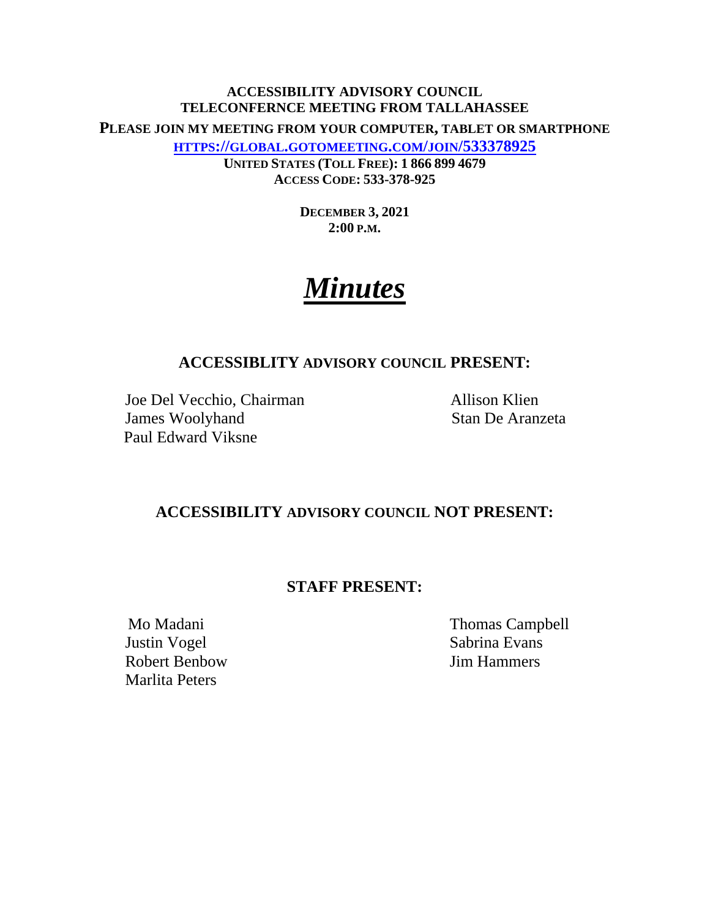**ACCESSIBILITY ADVISORY COUNCIL**
**TELECONFERNCE MEETING FROM TALLAHASSEE**

**PLEASE JOIN MY MEETING FROM YOUR COMPUTER, TABLET OR SMARTPHONE**

[HTTPS://GLOBAL.GOTOMEETING.COM/JOIN/533378925](https://global.gotomeeting.com/join/533378925)

**UNITED STATES (TOLL FREE): 1 866 899 4679**
**ACCESS CODE: 533-378-925**

**DECEMBER 3, 2021**
**2:00 P.M.**

# ***Minutes***

## ACCESSIBLITY ADVISORY COUNCIL PRESENT:

Joe Del Vecchio, Chairman
James Woolyhand
Paul Edward Viksne
Allison Klien
Stan De Aranzeta

## ACCESSIBILITY ADVISORY COUNCIL NOT PRESENT:

## STAFF PRESENT:

Mo Madani
Justin Vogel
Robert Benbow
Marlita Peters
Thomas Campbell
Sabrina Evans
Jim Hammers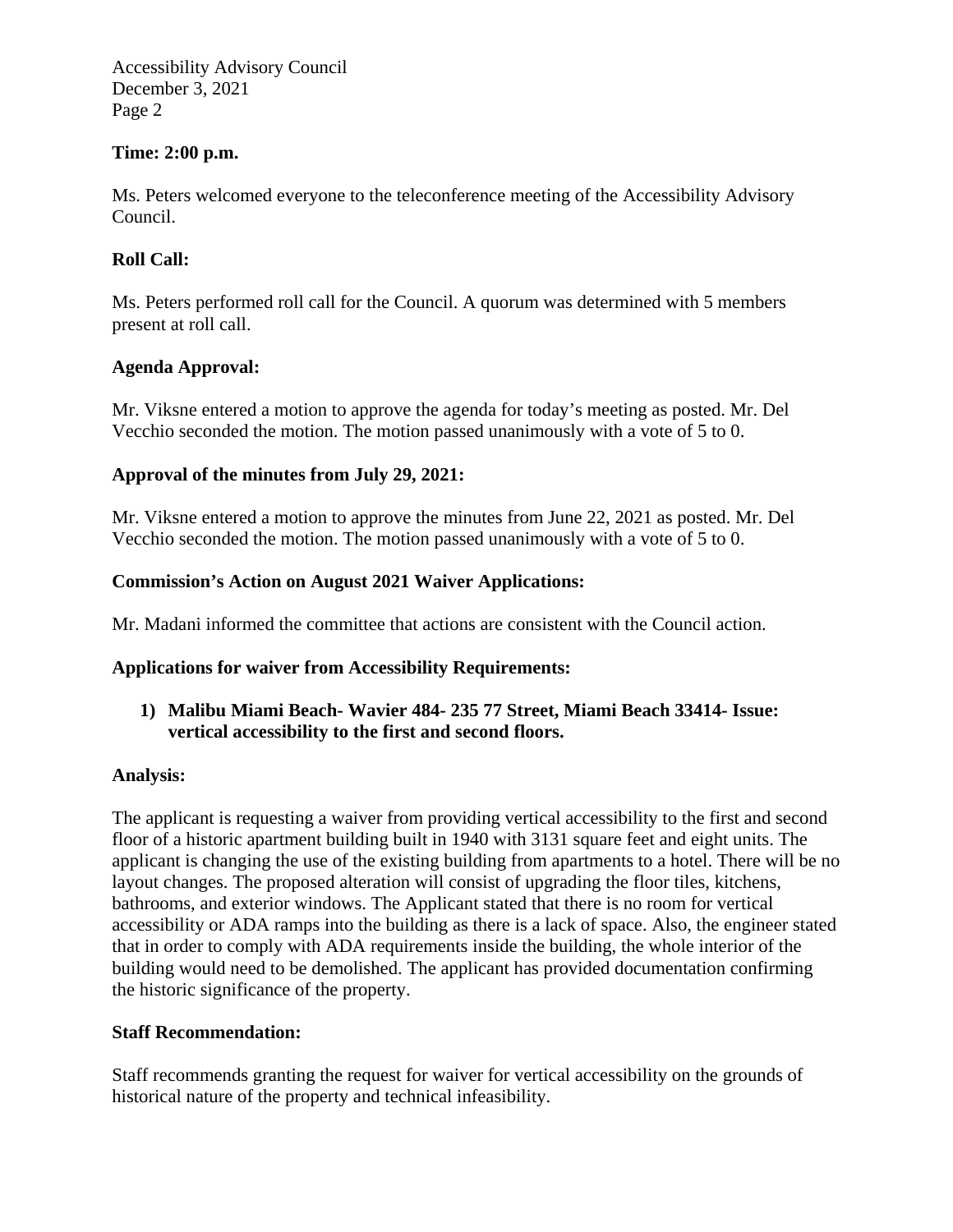**Time: 2:00 p.m.**

Ms. Peters welcomed everyone to the teleconference meeting of the Accessibility Advisory Council.

**Roll Call:**

Ms. Peters performed roll call for the Council. A quorum was determined with 5 members present at roll call.

**Agenda Approval:**

Mr. Viksne entered a motion to approve the agenda for today's meeting as posted. Mr. Del Vecchio seconded the motion. The motion passed unanimously with a vote of 5 to 0.

**Approval of the minutes from July 29, 2021:**

Mr. Viksne entered a motion to approve the minutes from June 22, 2021 as posted. Mr. Del Vecchio seconded the motion. The motion passed unanimously with a vote of 5 to 0.

**Commission's Action on August 2021 Waiver Applications:**

Mr. Madani informed the committee that actions are consistent with the Council action.

**Applications for waiver from Accessibility Requirements:**

1) **Malibu Miami Beach- Wavier 484- 235 77 Street, Miami Beach 33414- Issue: vertical accessibility to the first and second floors.**

**Analysis:**

The applicant is requesting a waiver from providing vertical accessibility to the first and second floor of a historic apartment building built in 1940 with 3131 square feet and eight units. The applicant is changing the use of the existing building from apartments to a hotel. There will be no layout changes. The proposed alteration will consist of upgrading the floor tiles, kitchens, bathrooms, and exterior windows. The Applicant stated that there is no room for vertical accessibility or ADA ramps into the building as there is a lack of space. Also, the engineer stated that in order to comply with ADA requirements inside the building, the whole interior of the building would need to be demolished. The applicant has provided documentation confirming the historic significance of the property.

**Staff Recommendation:**

Staff recommends granting the request for waiver for vertical accessibility on the grounds of historical nature of the property and technical infeasibility.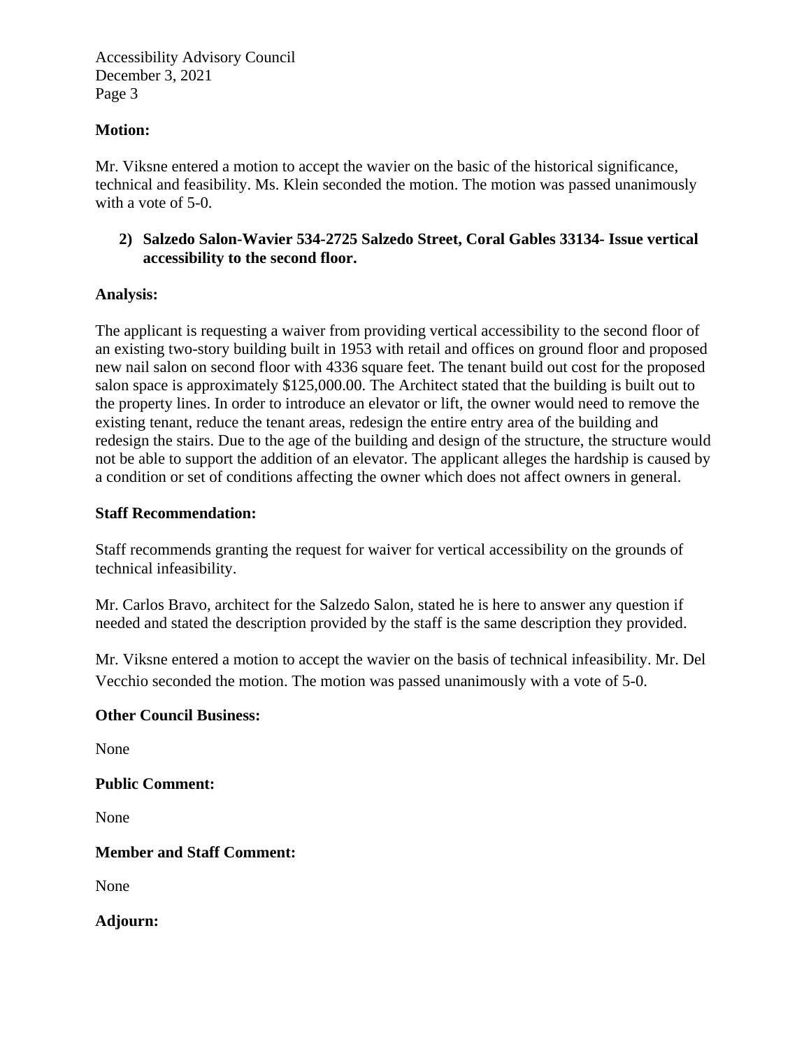**Motion:**

Mr. Viksne entered a motion to accept the wavier on the basic of the historical significance, technical and feasibility. Ms. Klein seconded the motion. The motion was passed unanimously with a vote of 5-0.

**2) Salzedo Salon-Wavier 534-2725 Salzedo Street, Coral Gables 33134- Issue vertical accessibility to the second floor.**

**Analysis:**

The applicant is requesting a waiver from providing vertical accessibility to the second floor of an existing two-story building built in 1953 with retail and offices on ground floor and proposed new nail salon on second floor with 4336 square feet. The tenant build out cost for the proposed salon space is approximately $125,000.00. The Architect stated that the building is built out to the property lines. In order to introduce an elevator or lift, the owner would need to remove the existing tenant, reduce the tenant areas, redesign the entire entry area of the building and redesign the stairs. Due to the age of the building and design of the structure, the structure would not be able to support the addition of an elevator. The applicant alleges the hardship is caused by a condition or set of conditions affecting the owner which does not affect owners in general.

**Staff Recommendation:**

Staff recommends granting the request for waiver for vertical accessibility on the grounds of technical infeasibility.

Mr. Carlos Bravo, architect for the Salzedo Salon, stated he is here to answer any question if needed and stated the description provided by the staff is the same description they provided.

Mr. Viksne entered a motion to accept the wavier on the basis of technical infeasibility. Mr. Del Vecchio seconded the motion. The motion was passed unanimously with a vote of 5-0.

**Other Council Business:**

None

**Public Comment:**

None

**Member and Staff Comment:**

None

**Adjourn:**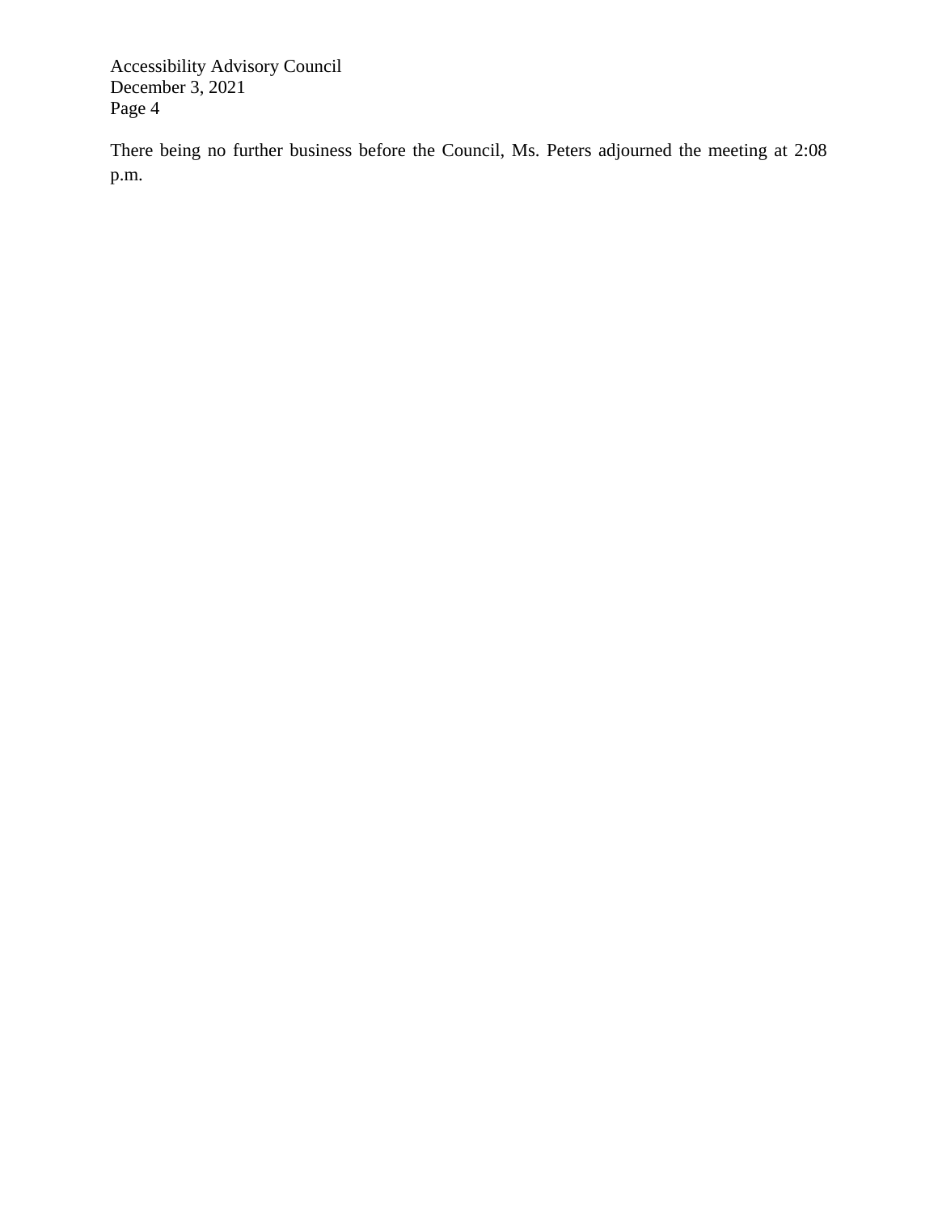There being no further business before the Council, Ms. Peters adjourned the meeting at 2:08 p.m.